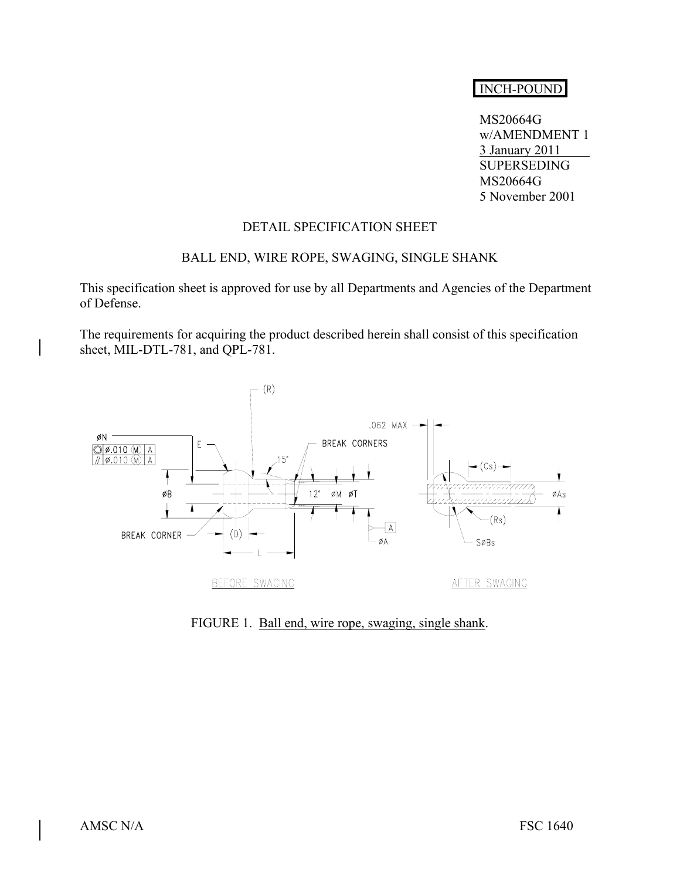INCH-POUND

MS20664G
w/AMENDMENT 1
3 January 2011
SUPERSEDING
MS20664G
5 November 2001

DETAIL SPECIFICATION SHEET

BALL END, WIRE ROPE, SWAGING, SINGLE SHANK

This specification sheet is approved for use by all Departments and Agencies of the Department of Defense.

The requirements for acquiring the product described herein shall consist of this specification sheet, MIL-DTL-781, and QPL-781.

FIGURE 1. Ball end, wire rope, swaging, single shank.

AMSC N/A FSC 1640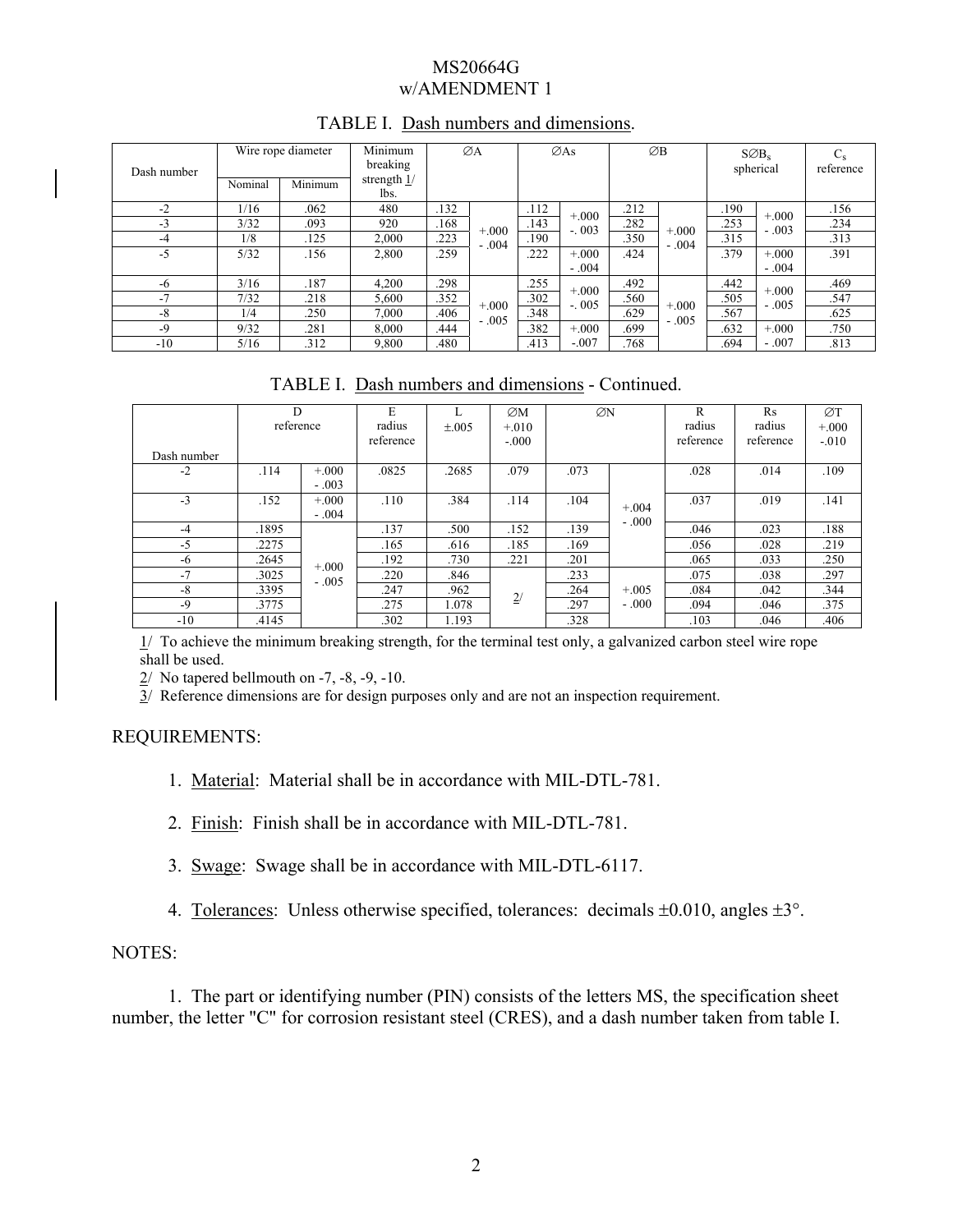MS20664G
w/AMENDMENT 1

TABLE I. Dash numbers and dimensions.

| Dash number | Wire rope diameter | | Minimum breaking strength 1/ lbs. | ∅A | | ∅As | | ∅B | | S∅$B_s$ spherical | | $C_s$ reference |
|---|---|---|---|---|---|---|---|---|---|---|---|---|
| | Nominal | Minimum | | | | | | | | | | |
| -2 | 1/16 | .062 | 480 | .132 | +.000 -.004 | .112 | +.000 -.003 | .212 | +.000 -.004 | .190 | +.000 -.003 | .156 |
| -3 | 3/32 | .093 | 920 | .168 | | .143 | | .282 | | .253 | | .234 |
| -4 | 1/8 | .125 | 2,000 | .223 | | .190 | | .350 | | .315 | | .313 |
| -5 | 5/32 | .156 | 2,800 | .259 | | .222 | +.000 -.004 | .424 | | .379 | +.000 -.004 | .391 |
| -6 | 3/16 | .187 | 4,200 | .298 | +.000 -.005 | .255 | +.000 -.005 | .492 | +.000 -.005 | .442 | +.000 -.005 | .469 |
| -7 | 7/32 | .218 | 5,600 | .352 | | .302 | | .560 | | .505 | | .547 |
| -8 | 1/4 | .250 | 7,000 | .406 | | .348 | | .629 | | .567 | | .625 |
| -9 | 9/32 | .281 | 8,000 | .444 | | .382 | +.000 -.007 | .699 | | .632 | +.000 -.007 | .750 |
| -10 | 5/16 | .312 | 9,800 | .480 | | .413 | | .768 | | .694 | | .813 |

TABLE I. Dash numbers and dimensions - Continued.

| Dash number | D reference | | E radius reference | L ±.005 | ∅M +.010 -.000 | ∅N | | R radius reference | Rs radius reference | ∅T +.000 -.010 |
|---|---|---|---|---|---|---|---|---|---|---|
| -2 | .114 | +.000 -.003 | .0825 | .2685 | .079 | .073 | +.004 -.000 | .028 | .014 | .109 |
| -3 | .152 | +.000 -.004 | .110 | .384 | .114 | .104 | | .037 | .019 | .141 |
| -4 | .1895 | +.000 -.005 | .137 | .500 | .152 | .139 | | .046 | .023 | .188 |
| -5 | .2275 | | .165 | .616 | .185 | .169 | | .056 | .028 | .219 |
| -6 | .2645 | | .192 | .730 | .221 | .201 | | .065 | .033 | .250 |
| -7 | .3025 | | .220 | .846 | 2/ | .233 | +.005 -.000 | .075 | .038 | .297 |
| -8 | .3395 | | .247 | .962 | | .264 | | .084 | .042 | .344 |
| -9 | .3775 | | .275 | 1.078 | | .297 | | .094 | .046 | .375 |
| -10 | .4145 | | .302 | 1.193 | | .328 | | .103 | .046 | .406 |

1/ To achieve the minimum breaking strength, for the terminal test only, a galvanized carbon steel wire rope shall be used.

2/ No tapered bellmouth on -7, -8, -9, -10.

3/ Reference dimensions are for design purposes only and are not an inspection requirement.

REQUIREMENTS:

1. Material: Material shall be in accordance with MIL-DTL-781.

2. Finish: Finish shall be in accordance with MIL-DTL-781.

3. Swage: Swage shall be in accordance with MIL-DTL-6117.

4. Tolerances: Unless otherwise specified, tolerances: decimals ±0.010, angles ±3°.

NOTES:

1. The part or identifying number (PIN) consists of the letters MS, the specification sheet number, the letter "C" for corrosion resistant steel (CRES), and a dash number taken from table I.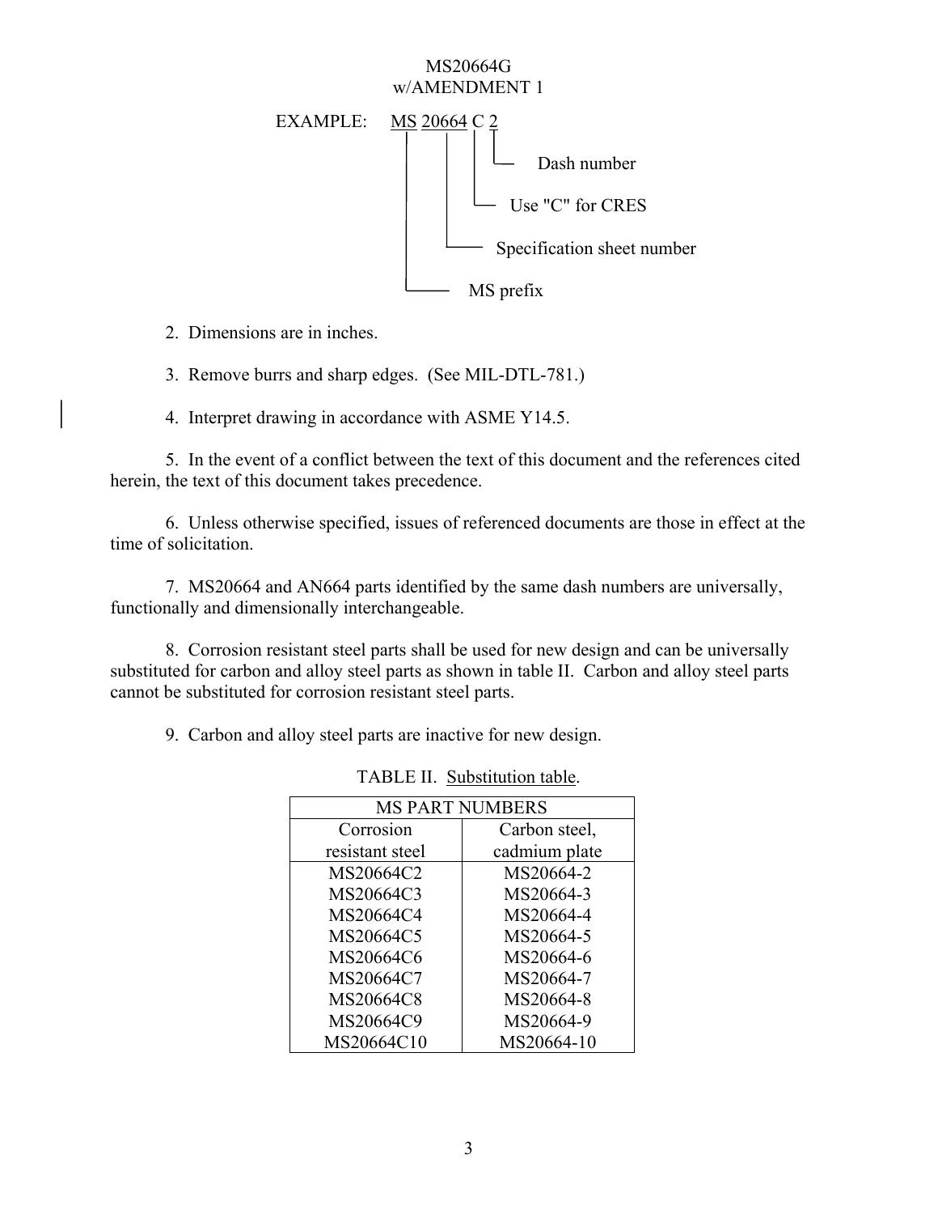EXAMPLE: MS 20664 C 2

- MS — MS prefix
- 20664 — Specification sheet number
- C — Use "C" for CRES
- 2 — Dash number

2. Dimensions are in inches.

3. Remove burrs and sharp edges. (See MIL-DTL-781.)

4. Interpret drawing in accordance with ASME Y14.5.

5. In the event of a conflict between the text of this document and the references cited herein, the text of this document takes precedence.

6. Unless otherwise specified, issues of referenced documents are those in effect at the time of solicitation.

7. MS20664 and AN664 parts identified by the same dash numbers are universally, functionally and dimensionally interchangeable.

8. Corrosion resistant steel parts shall be used for new design and can be universally substituted for carbon and alloy steel parts as shown in table II. Carbon and alloy steel parts cannot be substituted for corrosion resistant steel parts.

9. Carbon and alloy steel parts are inactive for new design.

TABLE II. Substitution table.

| MS PART NUMBERS | |
|---|---|
| Corrosion resistant steel | Carbon steel, cadmium plate |
| MS20664C2 | MS20664-2 |
| MS20664C3 | MS20664-3 |
| MS20664C4 | MS20664-4 |
| MS20664C5 | MS20664-5 |
| MS20664C6 | MS20664-6 |
| MS20664C7 | MS20664-7 |
| MS20664C8 | MS20664-8 |
| MS20664C9 | MS20664-9 |
| MS20664C10 | MS20664-10 |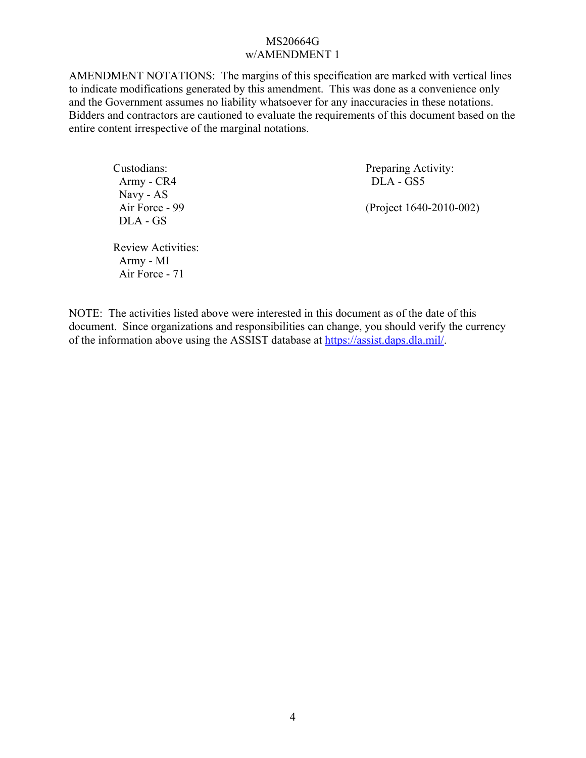AMENDMENT NOTATIONS: The margins of this specification are marked with vertical lines to indicate modifications generated by this amendment. This was done as a convenience only and the Government assumes no liability whatsoever for any inaccuracies in these notations. Bidders and contractors are cautioned to evaluate the requirements of this document based on the entire content irrespective of the marginal notations.

Custodians:
Army - CR4
Navy - AS
Air Force - 99
DLA - GS

Preparing Activity:
DLA - GS5

(Project 1640-2010-002)

Review Activities:
Army - MI
Air Force - 71

NOTE: The activities listed above were interested in this document as of the date of this document. Since organizations and responsibilities can change, you should verify the currency of the information above using the ASSIST database at https://assist.daps.dla.mil/.